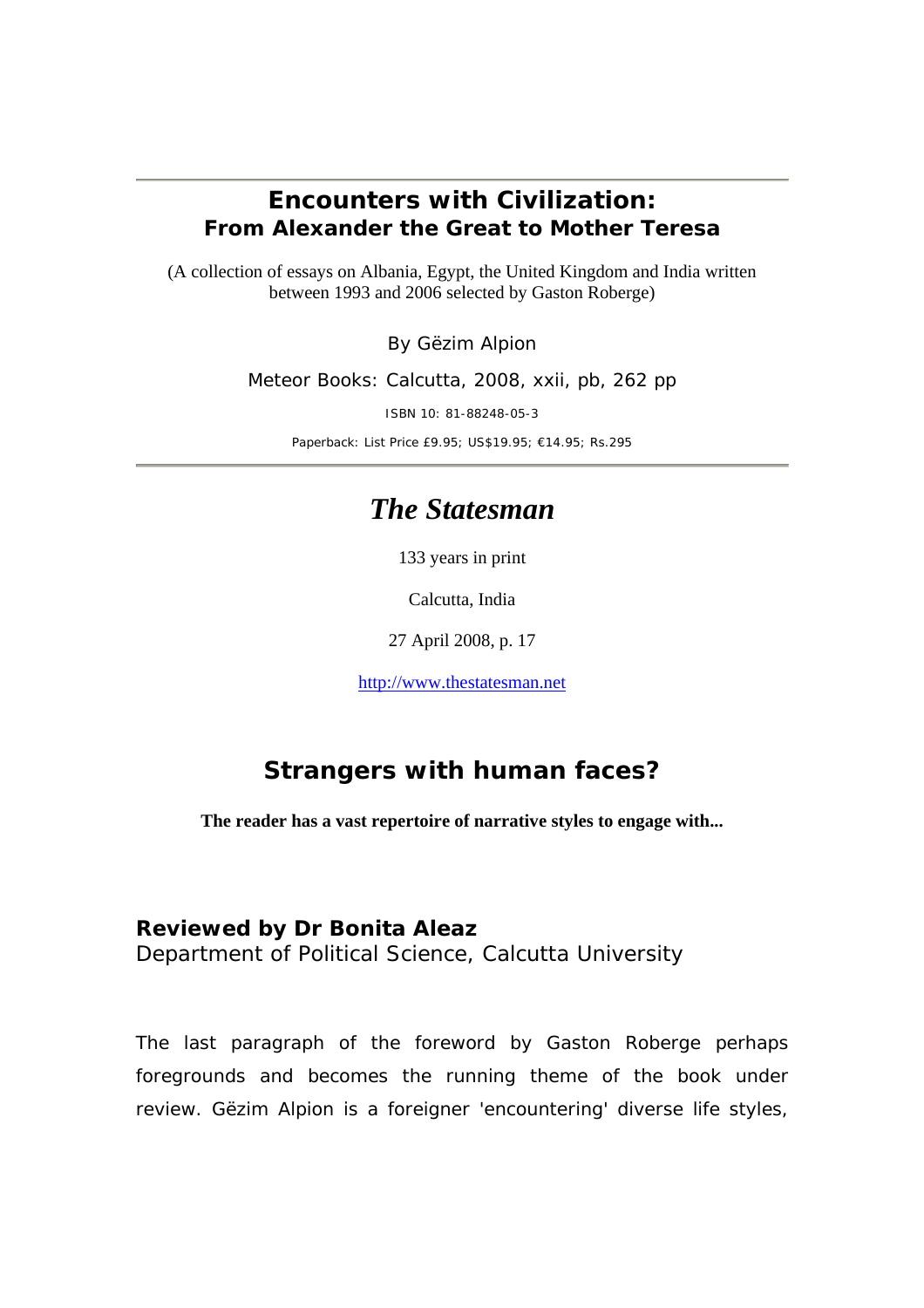---

## Encounters with Civilization:
### From Alexander the Great to Mother Teresa

(A collection of essays on Albania, Egypt, the United Kingdom and India written between 1993 and 2006 selected by Gaston Roberge)

By Gëzim Alpion

Meteor Books: Calcutta, 2008, xxii, pb, 262 pp

ISBN 10: 81-88248-05-3

Paperback: List Price £9.95; US$19.95; €14.95; Rs.295

---

# *The Statesman*

133 years in print

Calcutta, India

27 April 2008, p. 17

http://www.thestatesman.net

## Strangers with human faces?

**The reader has a vast repertoire of narrative styles to engage with...**

**Reviewed by Dr Bonita Aleaz**
Department of Political Science, Calcutta University

The last paragraph of the foreword by Gaston Roberge perhaps foregrounds and becomes the running theme of the book under review. Gëzim Alpion is a foreigner 'encountering' diverse life styles,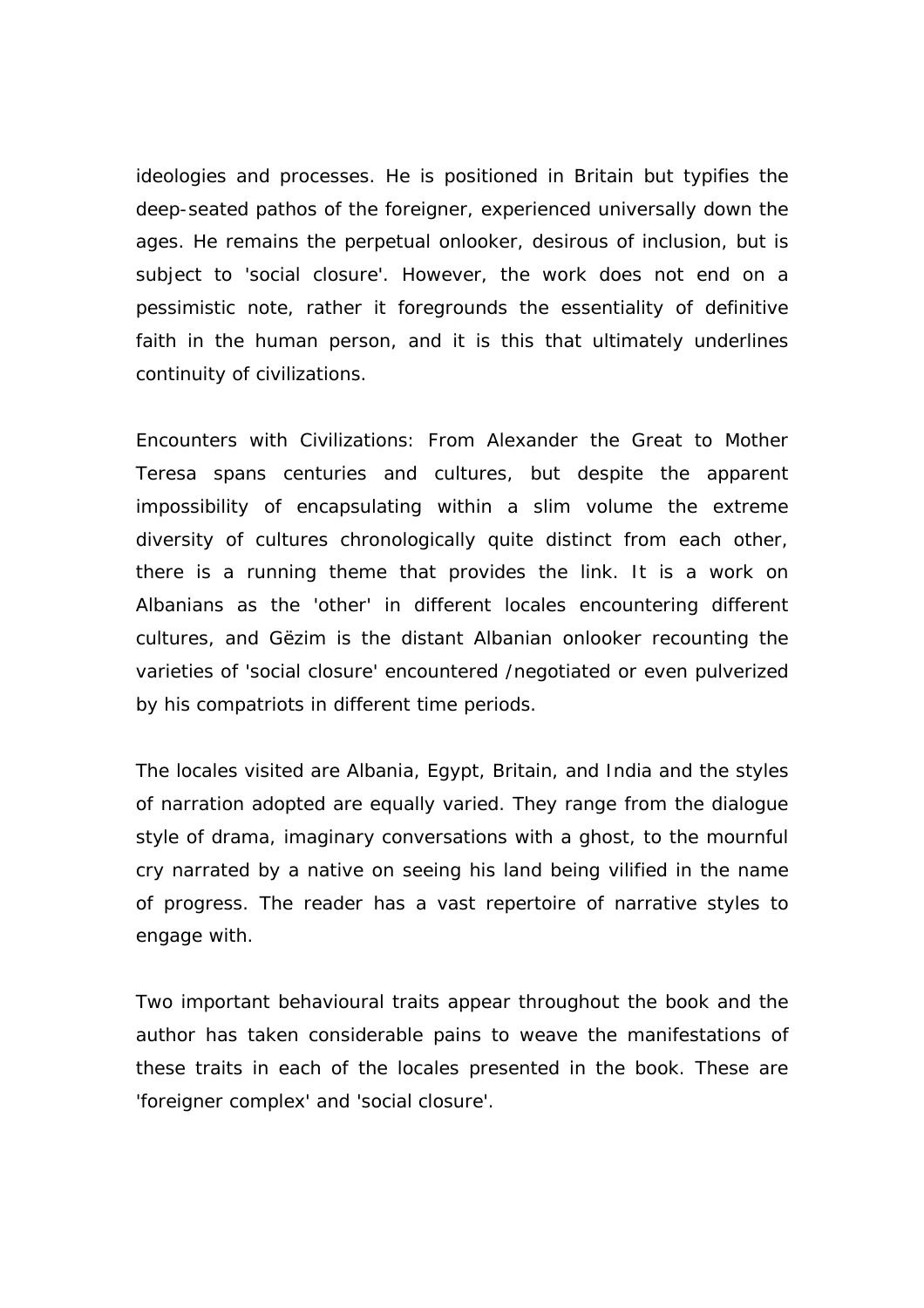ideologies and processes. He is positioned in Britain but typifies the deep-seated pathos of the foreigner, experienced universally down the ages. He remains the perpetual onlooker, desirous of inclusion, but is subject to 'social closure'. However, the work does not end on a pessimistic note, rather it foregrounds the essentiality of definitive faith in the human person, and it is this that ultimately underlines continuity of civilizations.

Encounters with Civilizations: From Alexander the Great to Mother Teresa spans centuries and cultures, but despite the apparent impossibility of encapsulating within a slim volume the extreme diversity of cultures chronologically quite distinct from each other, there is a running theme that provides the link. It is a work on Albanians as the 'other' in different locales encountering different cultures, and Gëzim is the distant Albanian onlooker recounting the varieties of 'social closure' encountered /negotiated or even pulverized by his compatriots in different time periods.

The locales visited are Albania, Egypt, Britain, and India and the styles of narration adopted are equally varied. They range from the dialogue style of drama, imaginary conversations with a ghost, to the mournful cry narrated by a native on seeing his land being vilified in the name of progress. The reader has a vast repertoire of narrative styles to engage with.

Two important behavioural traits appear throughout the book and the author has taken considerable pains to weave the manifestations of these traits in each of the locales presented in the book. These are 'foreigner complex' and 'social closure'.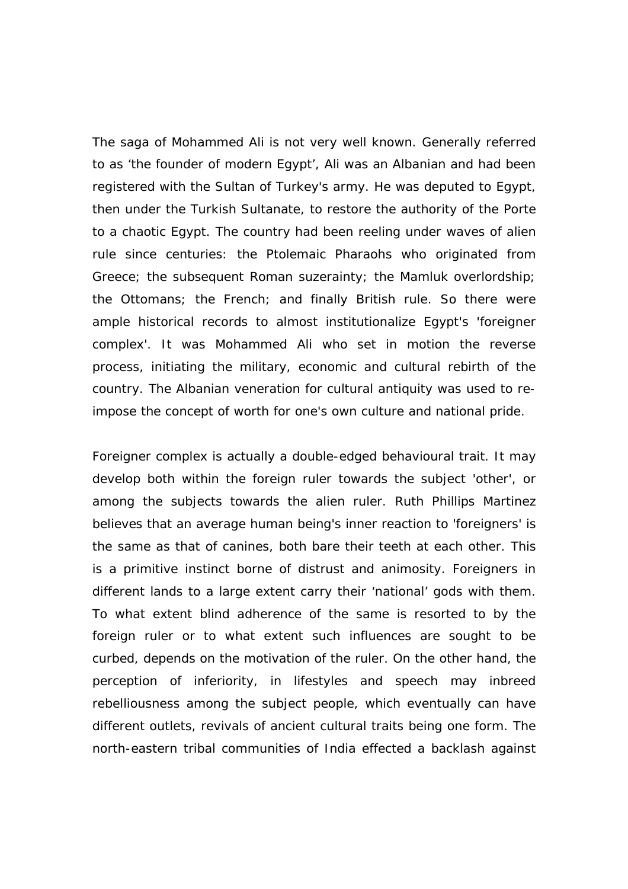The saga of Mohammed Ali is not very well known. Generally referred to as 'the founder of modern Egypt', Ali was an Albanian and had been registered with the Sultan of Turkey's army. He was deputed to Egypt, then under the Turkish Sultanate, to restore the authority of the Porte to a chaotic Egypt. The country had been reeling under waves of alien rule since centuries: the Ptolemaic Pharaohs who originated from Greece; the subsequent Roman suzerainty; the Mamluk overlordship; the Ottomans; the French; and finally British rule. So there were ample historical records to almost institutionalize Egypt's 'foreigner complex'. It was Mohammed Ali who set in motion the reverse process, initiating the military, economic and cultural rebirth of the country. The Albanian veneration for cultural antiquity was used to re-impose the concept of worth for one's own culture and national pride.

Foreigner complex is actually a double-edged behavioural trait. It may develop both within the foreign ruler towards the subject 'other', or among the subjects towards the alien ruler. Ruth Phillips Martinez believes that an average human being's inner reaction to 'foreigners' is the same as that of canines, both bare their teeth at each other. This is a primitive instinct borne of distrust and animosity. Foreigners in different lands to a large extent carry their 'national' gods with them. To what extent blind adherence of the same is resorted to by the foreign ruler or to what extent such influences are sought to be curbed, depends on the motivation of the ruler. On the other hand, the perception of inferiority, in lifestyles and speech may inbreed rebelliousness among the subject people, which eventually can have different outlets, revivals of ancient cultural traits being one form. The north-eastern tribal communities of India effected a backlash against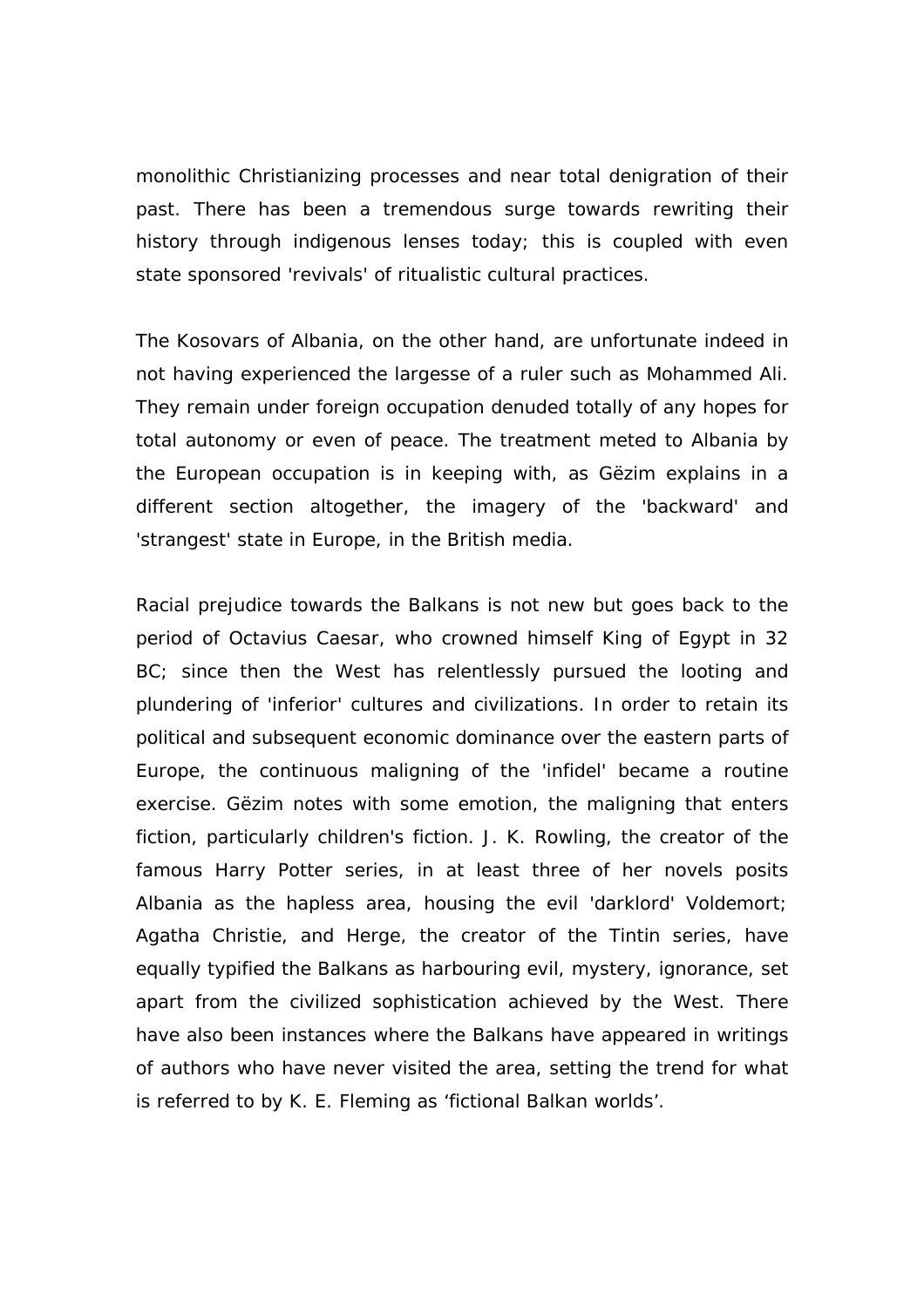monolithic Christianizing processes and near total denigration of their past. There has been a tremendous surge towards rewriting their history through indigenous lenses today; this is coupled with even state sponsored 'revivals' of ritualistic cultural practices.

The Kosovars of Albania, on the other hand, are unfortunate indeed in not having experienced the largesse of a ruler such as Mohammed Ali. They remain under foreign occupation denuded totally of any hopes for total autonomy or even of peace. The treatment meted to Albania by the European occupation is in keeping with, as Gëzim explains in a different section altogether, the imagery of the 'backward' and 'strangest' state in Europe, in the British media.

Racial prejudice towards the Balkans is not new but goes back to the period of Octavius Caesar, who crowned himself King of Egypt in 32 BC; since then the West has relentlessly pursued the looting and plundering of 'inferior' cultures and civilizations. In order to retain its political and subsequent economic dominance over the eastern parts of Europe, the continuous maligning of the 'infidel' became a routine exercise. Gëzim notes with some emotion, the maligning that enters fiction, particularly children's fiction. J. K. Rowling, the creator of the famous Harry Potter series, in at least three of her novels posits Albania as the hapless area, housing the evil 'darklord' Voldemort; Agatha Christie, and Herge, the creator of the Tintin series, have equally typified the Balkans as harbouring evil, mystery, ignorance, set apart from the civilized sophistication achieved by the West. There have also been instances where the Balkans have appeared in writings of authors who have never visited the area, setting the trend for what is referred to by K. E. Fleming as 'fictional Balkan worlds'.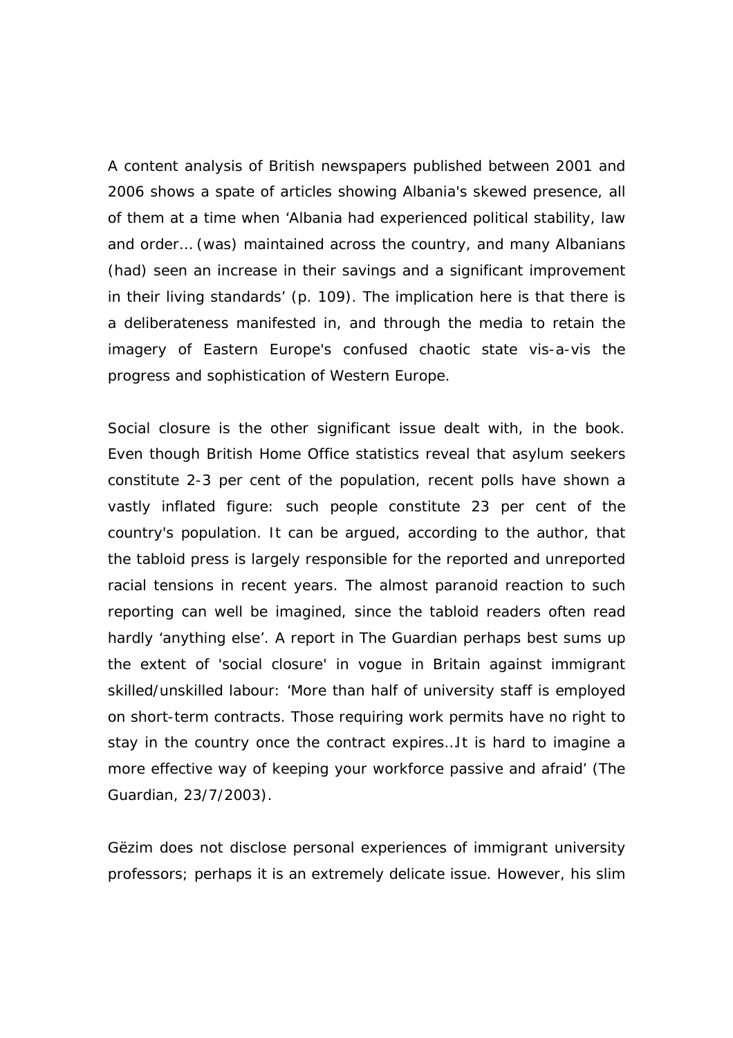A content analysis of British newspapers published between 2001 and 2006 shows a spate of articles showing Albania's skewed presence, all of them at a time when 'Albania had experienced political stability, law and order… (was) maintained across the country, and many Albanians (had) seen an increase in their savings and a significant improvement in their living standards' (p. 109). The implication here is that there is a deliberateness manifested in, and through the media to retain the imagery of Eastern Europe's confused chaotic state vis-a-vis the progress and sophistication of Western Europe.

Social closure is the other significant issue dealt with, in the book. Even though British Home Office statistics reveal that asylum seekers constitute 2-3 per cent of the population, recent polls have shown a vastly inflated figure: such people constitute 23 per cent of the country's population. It can be argued, according to the author, that the tabloid press is largely responsible for the reported and unreported racial tensions in recent years. The almost paranoid reaction to such reporting can well be imagined, since the tabloid readers often read hardly 'anything else'. A report in The Guardian perhaps best sums up the extent of 'social closure' in vogue in Britain against immigrant skilled/unskilled labour: 'More than half of university staff is employed on short-term contracts. Those requiring work permits have no right to stay in the country once the contract expires…It is hard to imagine a more effective way of keeping your workforce passive and afraid' (The Guardian, 23/7/2003).

Gëzim does not disclose personal experiences of immigrant university professors; perhaps it is an extremely delicate issue. However, his slim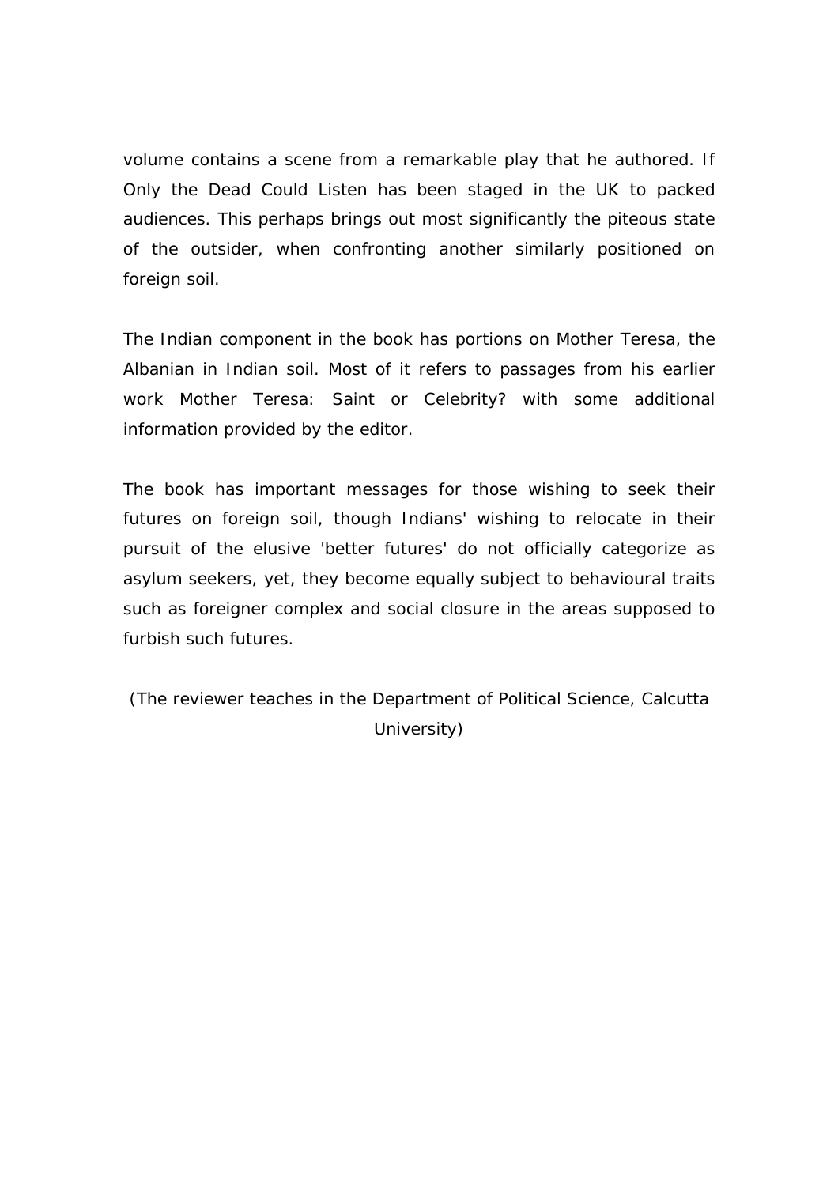volume contains a scene from a remarkable play that he authored. If Only the Dead Could Listen has been staged in the UK to packed audiences. This perhaps brings out most significantly the piteous state of the outsider, when confronting another similarly positioned on foreign soil.

The Indian component in the book has portions on Mother Teresa, the Albanian in Indian soil. Most of it refers to passages from his earlier work Mother Teresa: Saint or Celebrity? with some additional information provided by the editor.

The book has important messages for those wishing to seek their futures on foreign soil, though Indians' wishing to relocate in their pursuit of the elusive 'better futures' do not officially categorize as asylum seekers, yet, they become equally subject to behavioural traits such as foreigner complex and social closure in the areas supposed to furbish such futures.

(The reviewer teaches in the Department of Political Science, Calcutta University)